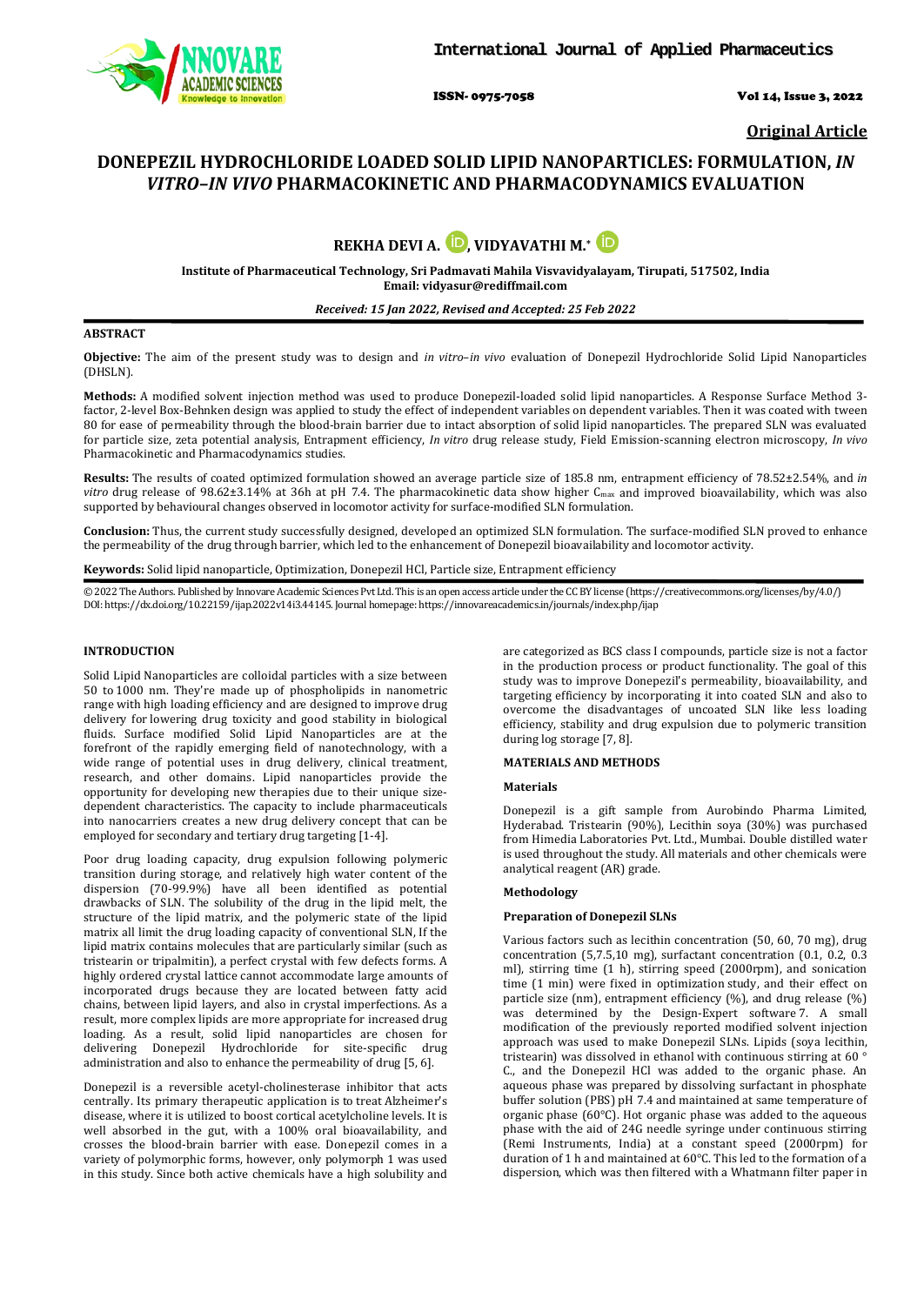**Original Article**

# DONEPEZIL HYDROCHLORIDE LOADED SOLID LIPID NANOPARTICLES: FORMULATION, *IN VITRO–IN VIVO* PHARMACOKINETIC AND PHARMACODYNAMICS EVALUATION

**REKHA DEVI A., VIDYAVATHI M.***

**Institute of Pharmaceutical Technology, Sri Padmavati Mahila Visvavidyalayam, Tirupati, 517502, India**
**Email: vidyasur@rediffmail.com**

***Received: 15 Jan 2022, Revised and Accepted: 25 Feb 2022***

## ABSTRACT

**Objective:** The aim of the present study was to design and *in vitro–in vivo* evaluation of Donepezil Hydrochloride Solid Lipid Nanoparticles (DHSLN).

**Methods:** A modified solvent injection method was used to produce Donepezil-loaded solid lipid nanoparticles. A Response Surface Method 3-factor, 2-level Box-Behnken design was applied to study the effect of independent variables on dependent variables. Then it was coated with tween 80 for ease of permeability through the blood-brain barrier due to intact absorption of solid lipid nanoparticles. The prepared SLN was evaluated for particle size, zeta potential analysis, Entrapment efficiency, *In vitro* drug release study, Field Emission-scanning electron microscopy, *In vivo* Pharmacokinetic and Pharmacodynamics studies.

**Results:** The results of coated optimized formulation showed an average particle size of 185.8 nm, entrapment efficiency of 78.52±2.54%, and *in vitro* drug release of 98.62±3.14% at 36h at pH 7.4. The pharmacokinetic data show higher $C_{max}$ and improved bioavailability, which was also supported by behavioural changes observed in locomotor activity for surface-modified SLN formulation.

**Conclusion:** Thus, the current study successfully designed, developed an optimized SLN formulation. The surface-modified SLN proved to enhance the permeability of the drug through barrier, which led to the enhancement of Donepezil bioavailability and locomotor activity.

**Keywords:** Solid lipid nanoparticle, Optimization, Donepezil HCl, Particle size, Entrapment efficiency

© 2022 The Authors. Published by Innovare Academic Sciences Pvt Ltd. This is an open access article under the CC BY license (https://creativecommons.org/licenses/by/4.0/)
DOI: https://dx.doi.org/10.22159/ijap.2022v14i3.44145. Journal homepage: https://innovareacademics.in/journals/index.php/ijap

## INTRODUCTION

Solid Lipid Nanoparticles are colloidal particles with a size between 50 to 1000 nm. They're made up of phospholipids in nanometric range with high loading efficiency and are designed to improve drug delivery for lowering drug toxicity and good stability in biological fluids. Surface modified Solid Lipid Nanoparticles are at the forefront of the rapidly emerging field of nanotechnology, with a wide range of potential uses in drug delivery, clinical treatment, research, and other domains. Lipid nanoparticles provide the opportunity for developing new therapies due to their unique size-dependent characteristics. The capacity to include pharmaceuticals into nanocarriers creates a new drug delivery concept that can be employed for secondary and tertiary drug targeting [1-4].

Poor drug loading capacity, drug expulsion following polymeric transition during storage, and relatively high water content of the dispersion (70-99.9%) have all been identified as potential drawbacks of SLN. The solubility of the drug in the lipid melt, the structure of the lipid matrix, and the polymeric state of the lipid matrix all limit the drug loading capacity of conventional SLN, If the lipid matrix contains molecules that are particularly similar (such as tristearin or tripalmitin), a perfect crystal with few defects forms. A highly ordered crystal lattice cannot accommodate large amounts of incorporated drugs because they are located between fatty acid chains, between lipid layers, and also in crystal imperfections. As a result, more complex lipids are more appropriate for increased drug loading. As a result, solid lipid nanoparticles are chosen for delivering Donepezil Hydrochloride for site-specific drug administration and also to enhance the permeability of drug [5, 6].

Donepezil is a reversible acetyl-cholinesterase inhibitor that acts centrally. Its primary therapeutic application is to treat Alzheimer's disease, where it is utilized to boost cortical acetylcholine levels. It is well absorbed in the gut, with a 100% oral bioavailability, and crosses the blood-brain barrier with ease. Donepezil comes in a variety of polymorphic forms, however, only polymorph 1 was used in this study. Since both active chemicals have a high solubility and are categorized as BCS class I compounds, particle size is not a factor in the production process or product functionality. The goal of this study was to improve Donepezil's permeability, bioavailability, and targeting efficiency by incorporating it into coated SLN and also to overcome the disadvantages of uncoated SLN like less loading efficiency, stability and drug expulsion due to polymeric transition during log storage [7, 8].

## MATERIALS AND METHODS

### Materials

Donepezil is a gift sample from Aurobindo Pharma Limited, Hyderabad. Tristearin (90%), Lecithin soya (30%) was purchased from Himedia Laboratories Pvt. Ltd., Mumbai. Double distilled water is used throughout the study. All materials and other chemicals were analytical reagent (AR) grade.

### Methodology

### Preparation of Donepezil SLNs

Various factors such as lecithin concentration (50, 60, 70 mg), drug concentration (5,7.5,10 mg), surfactant concentration (0.1, 0.2, 0.3 ml), stirring time (1 h), stirring speed (2000rpm), and sonication time (1 min) were fixed in optimization study, and their effect on particle size (nm), entrapment efficiency (%), and drug release (%) was determined by the Design-Expert software 7. A small modification of the previously reported modified solvent injection approach was used to make Donepezil SLNs. Lipids (soya lecithin, tristearin) was dissolved in ethanol with continuous stirring at 60 ° C., and the Donepezil HCl was added to the organic phase. An aqueous phase was prepared by dissolving surfactant in phosphate buffer solution (PBS) pH 7.4 and maintained at same temperature of organic phase (60°C). Hot organic phase was added to the aqueous phase with the aid of 24G needle syringe under continuous stirring (Remi Instruments, India) at a constant speed (2000rpm) for duration of 1 h and maintained at 60°C. This led to the formation of a dispersion, which was then filtered with a Whatmann filter paper in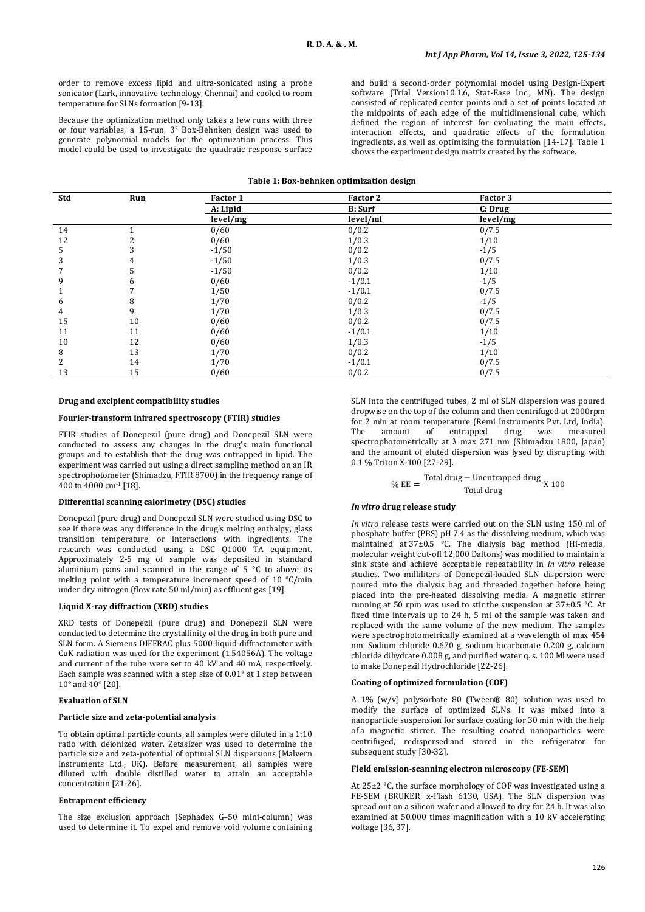order to remove excess lipid and ultra-sonicated using a probe sonicator (Lark, innovative technology, Chennai) and cooled to room temperature for SLNs formation [9-13].

Because the optimization method only takes a few runs with three or four variables, a 15-run, $3^2$ Box-Behnken design was used to generate polynomial models for the optimization process. This model could be used to investigate the quadratic response surface and build a second-order polynomial model using Design-Expert software (Trial Version10.1.6, Stat-Ease Inc., MN). The design consisted of replicated center points and a set of points located at the midpoints of each edge of the multidimensional cube, which defined the region of interest for evaluating the main effects, interaction effects, and quadratic effects of the formulation ingredients, as well as optimizing the formulation [14-17]. Table 1 shows the experiment design matrix created by the software.

**Table 1: Box-behnken optimization design**

| Std | Run | Factor 1 | Factor 2 | Factor 3 |
|---|---|---|---|---|
| | | A: Lipid | B: Surf | C: Drug |
| | | level/mg | level/ml | level/mg |
| 14 | 1 | 0/60 | 0/0.2 | 0/7.5 |
| 12 | 2 | 0/60 | 1/0.3 | 1/10 |
| 5 | 3 | -1/50 | 0/0.2 | -1/5 |
| 3 | 4 | -1/50 | 1/0.3 | 0/7.5 |
| 7 | 5 | -1/50 | 0/0.2 | 1/10 |
| 9 | 6 | 0/60 | -1/0.1 | -1/5 |
| 1 | 7 | 1/50 | -1/0.1 | 0/7.5 |
| 6 | 8 | 1/70 | 0/0.2 | -1/5 |
| 4 | 9 | 1/70 | 1/0.3 | 0/7.5 |
| 15 | 10 | 0/60 | 0/0.2 | 0/7.5 |
| 11 | 11 | 0/60 | -1/0.1 | 1/10 |
| 10 | 12 | 0/60 | 1/0.3 | -1/5 |
| 8 | 13 | 1/70 | 0/0.2 | 1/10 |
| 2 | 14 | 1/70 | -1/0.1 | 0/7.5 |
| 13 | 15 | 0/60 | 0/0.2 | 0/7.5 |

### Drug and excipient compatibility studies

#### Fourier-transform infrared spectroscopy (FTIR) studies

FTIR studies of Donepezil (pure drug) and Donepezil SLN were conducted to assess any changes in the drug's main functional groups and to establish that the drug was entrapped in lipid. The experiment was carried out using a direct sampling method on an IR spectrophotometer (Shimadzu, FTIR 8700) in the frequency range of 400 to 4000 $cm^{-1}$ [18].

#### Differential scanning calorimetry (DSC) studies

Donepezil (pure drug) and Donepezil SLN were studied using DSC to see if there was any difference in the drug's melting enthalpy, glass transition temperature, or interactions with ingredients. The research was conducted using a DSC Q1000 TA equipment. Approximately 2-5 mg of sample was deposited in standard aluminium pans and scanned in the range of 5 °C to above its melting point with a temperature increment speed of 10 °C/min under dry nitrogen (flow rate 50 ml/min) as effluent gas [19].

#### Liquid X-ray diffraction (XRD) studies

XRD tests of Donepezil (pure drug) and Donepezil SLN were conducted to determine the crystallinity of the drug in both pure and SLN form. A Siemens DIFFRAC plus 5000 liquid diffractometer with CuK radiation was used for the experiment (1.54056A). The voltage and current of the tube were set to 40 kV and 40 mA, respectively. Each sample was scanned with a step size of 0.01° at 1 step between 10° and 40° [20].

### Evaluation of SLN

#### Particle size and zeta-potential analysis

To obtain optimal particle counts, all samples were diluted in a 1:10 ratio with deionized water. Zetasizer was used to determine the particle size and zeta-potential of optimal SLN dispersions (Malvern Instruments Ltd., UK). Before measurement, all samples were diluted with double distilled water to attain an acceptable concentration [21-26].

#### Entrapment efficiency

The size exclusion approach (Sephadex G–50 mini-column) was used to determine it. To expel and remove void volume containing SLN into the centrifuged tubes, 2 ml of SLN dispersion was poured dropwise on the top of the column and then centrifuged at 2000rpm for 2 min at room temperature (Remi Instruments Pvt. Ltd, India). The amount of entrapped drug was measured spectrophotometrically at λ max 271 nm (Shimadzu 1800, Japan) and the amount of eluted dispersion was lysed by disrupting with 0.1 % Triton X-100 [27-29].

$$\% \text{ EE} = \frac{\text{Total drug} - \text{Unentrapped drug}}{\text{Total drug}} \text{X } 100$$

#### *In vitro* drug release study

*In vitro* release tests were carried out on the SLN using 150 ml of phosphate buffer (PBS) pH 7.4 as the dissolving medium, which was maintained at 37±0.5 °C. The dialysis bag method (Hi-media, molecular weight cut-off 12,000 Daltons) was modified to maintain a sink state and achieve acceptable repeatability in *in vitro* release studies. Two milliliters of Donepezil-loaded SLN dispersion were poured into the dialysis bag and threaded together before being placed into the pre-heated dissolving media. A magnetic stirrer running at 50 rpm was used to stir the suspension at 37±0.5 °C. At fixed time intervals up to 24 h, 5 ml of the sample was taken and replaced with the same volume of the new medium. The samples were spectrophotometrically examined at a wavelength of max 454 nm. Sodium chloride 0.670 g, sodium bicarbonate 0.200 g, calcium chloride dihydrate 0.008 g, and purified water q. s. 100 Ml were used to make Donepezil Hydrochloride [22-26].

#### Coating of optimized formulation (COF)

A 1% (w/v) polysorbate 80 (Tween® 80) solution was used to modify the surface of optimized SLNs. It was mixed into a nanoparticle suspension for surface coating for 30 min with the help of a magnetic stirrer. The resulting coated nanoparticles were centrifuged, redispersed and stored in the refrigerator for subsequent study [30-32].

#### Field emission-scanning electron microscopy (FE-SEM)

At 25±2 °C, the surface morphology of COF was investigated using a FE-SEM (BRUKER, x-Flash 6130, USA). The SLN dispersion was spread out on a silicon wafer and allowed to dry for 24 h. It was also examined at 50.000 times magnification with a 10 kV accelerating voltage [36, 37].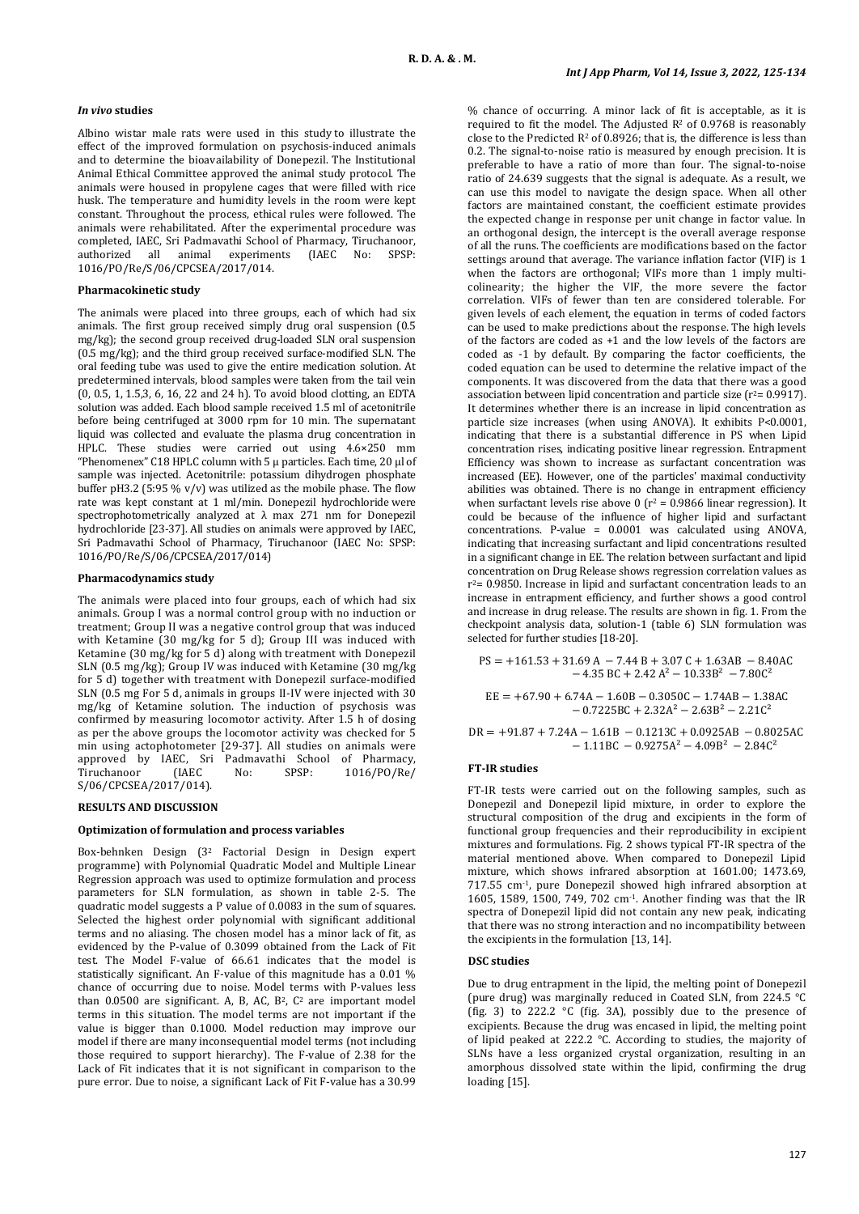### *In vivo* studies

Albino wistar male rats were used in this study to illustrate the effect of the improved formulation on psychosis-induced animals and to determine the bioavailability of Donepezil. The Institutional Animal Ethical Committee approved the animal study protocol. The animals were housed in propylene cages that were filled with rice husk. The temperature and humidity levels in the room were kept constant. Throughout the process, ethical rules were followed. The animals were rehabilitated. After the experimental procedure was completed, IAEC, Sri Padmavathi School of Pharmacy, Tiruchanoor, authorized all animal experiments (IAEC No: SPSP: 1016/PO/Re/S/06/CPCSEA/2017/014.

#### Pharmacokinetic study

The animals were placed into three groups, each of which had six animals. The first group received simply drug oral suspension (0.5 mg/kg); the second group received drug-loaded SLN oral suspension (0.5 mg/kg); and the third group received surface-modified SLN. The oral feeding tube was used to give the entire medication solution. At predetermined intervals, blood samples were taken from the tail vein (0, 0.5, 1, 1.5,3, 6, 16, 22 and 24 h). To avoid blood clotting, an EDTA solution was added. Each blood sample received 1.5 ml of acetonitrile before being centrifuged at 3000 rpm for 10 min. The supernatant liquid was collected and evaluate the plasma drug concentration in HPLC. These studies were carried out using 4.6×250 mm "Phenomenex" C18 HPLC column with 5 µ particles. Each time, 20 µl of sample was injected. Acetonitrile: potassium dihydrogen phosphate buffer pH3.2 (5:95 % v/v) was utilized as the mobile phase. The flow rate was kept constant at 1 ml/min. Donepezil hydrochloride were spectrophotometrically analyzed at λ max 271 nm for Donepezil hydrochloride [23-37]. All studies on animals were approved by IAEC, Sri Padmavathi School of Pharmacy, Tiruchanoor (IAEC No: SPSP: 1016/PO/Re/S/06/CPCSEA/2017/014)

#### Pharmacodynamics study

The animals were placed into four groups, each of which had six animals. Group I was a normal control group with no induction or treatment; Group II was a negative control group that was induced with Ketamine (30 mg/kg for 5 d); Group III was induced with Ketamine (30 mg/kg for 5 d) along with treatment with Donepezil SLN (0.5 mg/kg); Group IV was induced with Ketamine (30 mg/kg for 5 d) together with treatment with Donepezil surface-modified SLN (0.5 mg For 5 d, animals in groups II-IV were injected with 30 mg/kg of Ketamine solution. The induction of psychosis was confirmed by measuring locomotor activity. After 1.5 h of dosing as per the above groups the locomotor activity was checked for 5 min using actophotometer [29-37]. All studies on animals were approved by IAEC, Sri Padmavathi School of Pharmacy, Tiruchanoor (IAEC No: SPSP: 1016/PO/Re/S/06/CPCSEA/2017/014).

## RESULTS AND DISCUSSION

#### Optimization of formulation and process variables

Box-behnken Design ($3^2$ Factorial Design in Design expert programme) with Polynomial Quadratic Model and Multiple Linear Regression approach was used to optimize formulation and process parameters for SLN formulation, as shown in table 2-5. The quadratic model suggests a P value of 0.0083 in the sum of squares. Selected the highest order polynomial with significant additional terms and no aliasing. The chosen model has a minor lack of fit, as evidenced by the P-value of 0.3099 obtained from the Lack of Fit test. The Model F-value of 66.61 indicates that the model is statistically significant. An F-value of this magnitude has a 0.01 % chance of occurring due to noise. Model terms with P-values less than 0.0500 are significant. A, B, AC, $B^2$, $C^2$ are important model terms in this situation. The model terms are not important if the value is bigger than 0.1000. Model reduction may improve our model if there are many inconsequential model terms (not including those required to support hierarchy). The F-value of 2.38 for the Lack of Fit indicates that it is not significant in comparison to the pure error. Due to noise, a significant Lack of Fit F-value has a 30.99 % chance of occurring. A minor lack of fit is acceptable, as it is required to fit the model. The Adjusted $R^2$ of 0.9768 is reasonably close to the Predicted $R^2$ of 0.8926; that is, the difference is less than 0.2. The signal-to-noise ratio is measured by enough precision. It is preferable to have a ratio of more than four. The signal-to-noise ratio of 24.639 suggests that the signal is adequate. As a result, we can use this model to navigate the design space. When all other factors are maintained constant, the coefficient estimate provides the expected change in response per unit change in factor value. In an orthogonal design, the intercept is the overall average response of all the runs. The coefficients are modifications based on the factor settings around that average. The variance inflation factor (VIF) is 1 when the factors are orthogonal; VIFs more than 1 imply multi-colinearity; the higher the VIF, the more severe the factor correlation. VIFs of fewer than ten are considered tolerable. For given levels of each element, the equation in terms of coded factors can be used to make predictions about the response. The high levels of the factors are coded as +1 and the low levels of the factors are coded as -1 by default. By comparing the factor coefficients, the coded equation can be used to determine the relative impact of the components. It was discovered from the data that there was a good association between lipid concentration and particle size ($r^2$= 0.9917). It determines whether there is an increase in lipid concentration as particle size increases (when using ANOVA). It exhibits P<0.0001, indicating that there is a substantial difference in PS when Lipid concentration rises, indicating positive linear regression. Entrapment Efficiency was shown to increase as surfactant concentration was increased (EE). However, one of the particles' maximal conductivity abilities was obtained. There is no change in entrapment efficiency when surfactant levels rise above 0 ($r^2$ = 0.9866 linear regression). It could be because of the influence of higher lipid and surfactant concentrations. P-value = 0.0001 was calculated using ANOVA, indicating that increasing surfactant and lipid concentrations resulted in a significant change in EE. The relation between surfactant and lipid concentration on Drug Release shows regression correlation values as $r^2$= 0.9850. Increase in lipid and surfactant concentration leads to an increase in entrapment efficiency, and further shows a good control and increase in drug release. The results are shown in fig. 1. From the checkpoint analysis data, solution-1 (table 6) SLN formulation was selected for further studies [18-20].

$$PS = +161.53 + 31.69\,A - 7.44\,B + 3.07\,C + 1.63AB - 8.40AC - 4.35\,BC + 2.42\,A^2 - 10.33B^2 - 7.80C^2$$

$$EE = +67.90 + 6.74A - 1.60B - 0.3050C - 1.74AB - 1.38AC - 0.7225BC + 2.32A^2 - 2.63B^2 - 2.21C^2$$

$$DR = +91.87 + 7.24A - 1.61B - 0.1213C + 0.0925AB - 0.8025AC - 1.11BC - 0.9275A^2 - 4.09B^2 - 2.84C^2$$

#### FT-IR studies

FT-IR tests were carried out on the following samples, such as Donepezil and Donepezil lipid mixture, in order to explore the structural composition of the drug and excipients in the form of functional group frequencies and their reproducibility in excipient mixtures and formulations. Fig. 2 shows typical FT-IR spectra of the material mentioned above. When compared to Donepezil Lipid mixture, which shows infrared absorption at 1601.00; 1473.69, 717.55 $cm^{-1}$, pure Donepezil showed high infrared absorption at 1605, 1589, 1500, 749, 702 $cm^{-1}$. Another finding was that the IR spectra of Donepezil lipid did not contain any new peak, indicating that there was no strong interaction and no incompatibility between the excipients in the formulation [13, 14].

#### DSC studies

Due to drug entrapment in the lipid, the melting point of Donepezil (pure drug) was marginally reduced in Coated SLN, from 224.5 °C (fig. 3) to 222.2 °C (fig. 3A), possibly due to the presence of excipients. Because the drug was encased in lipid, the melting point of lipid peaked at 222.2 °C. According to studies, the majority of SLNs have a less organized crystal organization, resulting in an amorphous dissolved state within the lipid, confirming the drug loading [15].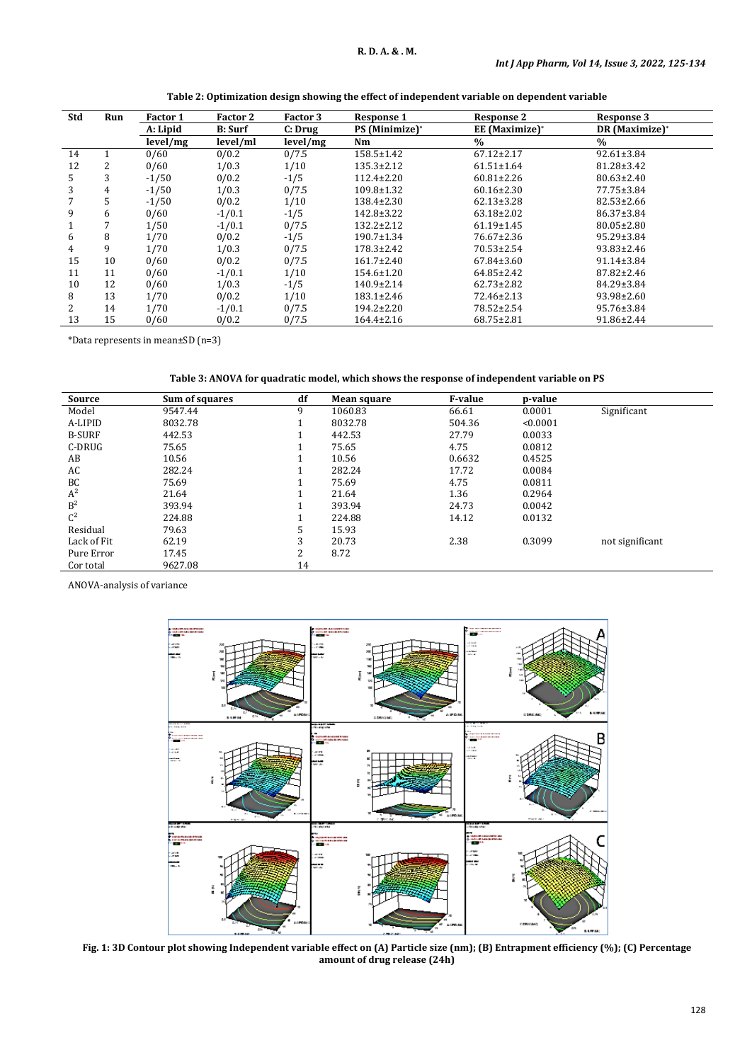**Table 2: Optimization design showing the effect of independent variable on dependent variable**

| Std | Run | Factor 1 | Factor 2 | Factor 3 | Response 1 | Response 2 | Response 3 |
|---|---|---|---|---|---|---|---|
| | | A: Lipid | B: Surf | C: Drug | PS (Minimize)* | EE (Maximize)* | DR (Maximize)* |
| | | level/mg | level/ml | level/mg | Nm | % | % |
| 14 | 1 | 0/60 | 0/0.2 | 0/7.5 | 158.5±1.42 | 67.12±2.17 | 92.61±3.84 |
| 12 | 2 | 0/60 | 1/0.3 | 1/10 | 135.3±2.12 | 61.51±1.64 | 81.28±3.42 |
| 5 | 3 | -1/50 | 0/0.2 | -1/5 | 112.4±2.20 | 60.81±2.26 | 80.63±2.40 |
| 3 | 4 | -1/50 | 1/0.3 | 0/7.5 | 109.8±1.32 | 60.16±2.30 | 77.75±3.84 |
| 7 | 5 | -1/50 | 0/0.2 | 1/10 | 138.4±2.30 | 62.13±3.28 | 82.53±2.66 |
| 9 | 6 | 0/60 | -1/0.1 | -1/5 | 142.8±3.22 | 63.18±2.02 | 86.37±3.84 |
| 1 | 7 | 1/50 | -1/0.1 | 0/7.5 | 132.2±2.12 | 61.19±1.45 | 80.05±2.80 |
| 6 | 8 | 1/70 | 0/0.2 | -1/5 | 190.7±1.34 | 76.67±2.36 | 95.29±3.84 |
| 4 | 9 | 1/70 | 1/0.3 | 0/7.5 | 178.3±2.42 | 70.53±2.54 | 93.83±2.46 |
| 15 | 10 | 0/60 | 0/0.2 | 0/7.5 | 161.7±2.40 | 67.84±3.60 | 91.14±3.84 |
| 11 | 11 | 0/60 | -1/0.1 | 1/10 | 154.6±1.20 | 64.85±2.42 | 87.82±2.46 |
| 10 | 12 | 0/60 | 1/0.3 | -1/5 | 140.9±2.14 | 62.73±2.82 | 84.29±3.84 |
| 8 | 13 | 1/70 | 0/0.2 | 1/10 | 183.1±2.46 | 72.46±2.13 | 93.98±2.60 |
| 2 | 14 | 1/70 | -1/0.1 | 0/7.5 | 194.2±2.20 | 78.52±2.54 | 95.76±3.84 |
| 13 | 15 | 0/60 | 0/0.2 | 0/7.5 | 164.4±2.16 | 68.75±2.81 | 91.86±2.44 |

*Data represents in mean±SD (n=3)

**Table 3: ANOVA for quadratic model, which shows the response of independent variable on PS**

| Source | Sum of squares | df | Mean square | F-value | p-value | |
|---|---|---|---|---|---|---|
| Model | 9547.44 | 9 | 1060.83 | 66.61 | 0.0001 | Significant |
| A-LIPID | 8032.78 | 1 | 8032.78 | 504.36 | <0.0001 | |
| B-SURF | 442.53 | 1 | 442.53 | 27.79 | 0.0033 | |
| C-DRUG | 75.65 | 1 | 75.65 | 4.75 | 0.0812 | |
| AB | 10.56 | 1 | 10.56 | 0.6632 | 0.4525 | |
| AC | 282.24 | 1 | 282.24 | 17.72 | 0.0084 | |
| BC | 75.69 | 1 | 75.69 | 4.75 | 0.0811 | |
| $A^2$ | 21.64 | 1 | 21.64 | 1.36 | 0.2964 | |
| $B^2$ | 393.94 | 1 | 393.94 | 24.73 | 0.0042 | |
| $C^2$ | 224.88 | 1 | 224.88 | 14.12 | 0.0132 | |
| Residual | 79.63 | 5 | 15.93 | | | |
| Lack of Fit | 62.19 | 3 | 20.73 | 2.38 | 0.3099 | not significant |
| Pure Error | 17.45 | 2 | 8.72 | | | |
| Cor total | 9627.08 | 14 | | | | |

ANOVA-analysis of variance

**Fig. 1: 3D Contour plot showing Independent variable effect on (A) Particle size (nm); (B) Entrapment efficiency (%); (C) Percentage amount of drug release (24h)**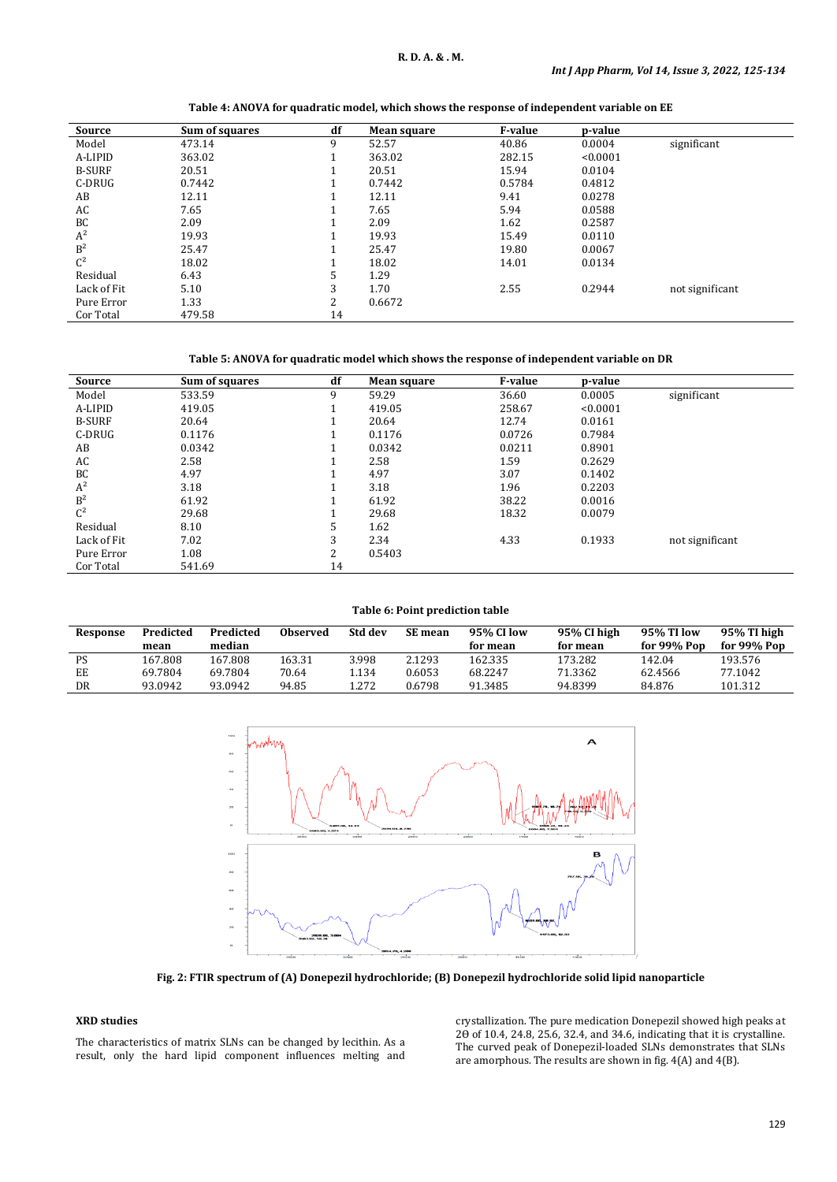**Table 4: ANOVA for quadratic model, which shows the response of independent variable on EE**

| Source | Sum of squares | df | Mean square | F-value | p-value | |
|---|---|---|---|---|---|---|
| Model | 473.14 | 9 | 52.57 | 40.86 | 0.0004 | significant |
| A-LIPID | 363.02 | 1 | 363.02 | 282.15 | <0.0001 | |
| B-SURF | 20.51 | 1 | 20.51 | 15.94 | 0.0104 | |
| C-DRUG | 0.7442 | 1 | 0.7442 | 0.5784 | 0.4812 | |
| AB | 12.11 | 1 | 12.11 | 9.41 | 0.0278 | |
| AC | 7.65 | 1 | 7.65 | 5.94 | 0.0588 | |
| BC | 2.09 | 1 | 2.09 | 1.62 | 0.2587 | |
| $A^2$ | 19.93 | 1 | 19.93 | 15.49 | 0.0110 | |
| $B^2$ | 25.47 | 1 | 25.47 | 19.80 | 0.0067 | |
| $C^2$ | 18.02 | 1 | 18.02 | 14.01 | 0.0134 | |
| Residual | 6.43 | 5 | 1.29 | | | |
| Lack of Fit | 5.10 | 3 | 1.70 | 2.55 | 0.2944 | not significant |
| Pure Error | 1.33 | 2 | 0.6672 | | | |
| Cor Total | 479.58 | 14 | | | | |

**Table 5: ANOVA for quadratic model which shows the response of independent variable on DR**

| Source | Sum of squares | df | Mean square | F-value | p-value | |
|---|---|---|---|---|---|---|
| Model | 533.59 | 9 | 59.29 | 36.60 | 0.0005 | significant |
| A-LIPID | 419.05 | 1 | 419.05 | 258.67 | <0.0001 | |
| B-SURF | 20.64 | 1 | 20.64 | 12.74 | 0.0161 | |
| C-DRUG | 0.1176 | 1 | 0.1176 | 0.0726 | 0.7984 | |
| AB | 0.0342 | 1 | 0.0342 | 0.0211 | 0.8901 | |
| AC | 2.58 | 1 | 2.58 | 1.59 | 0.2629 | |
| BC | 4.97 | 1 | 4.97 | 3.07 | 0.1402 | |
| $A^2$ | 3.18 | 1 | 3.18 | 1.96 | 0.2203 | |
| $B^2$ | 61.92 | 1 | 61.92 | 38.22 | 0.0016 | |
| $C^2$ | 29.68 | 1 | 29.68 | 18.32 | 0.0079 | |
| Residual | 8.10 | 5 | 1.62 | | | |
| Lack of Fit | 7.02 | 3 | 2.34 | 4.33 | 0.1933 | not significant |
| Pure Error | 1.08 | 2 | 0.5403 | | | |
| Cor Total | 541.69 | 14 | | | | |

**Table 6: Point prediction table**

| Response | Predicted mean | Predicted median | Observed | Std dev | SE mean | 95% CI low for mean | 95% CI high for mean | 95% TI low for 99% Pop | 95% TI high for 99% Pop |
|---|---|---|---|---|---|---|---|---|---|
| PS | 167.808 | 167.808 | 163.31 | 3.998 | 2.1293 | 162.335 | 173.282 | 142.04 | 193.576 |
| EE | 69.7804 | 69.7804 | 70.64 | 1.134 | 0.6053 | 68.2247 | 71.3362 | 62.4566 | 77.1042 |
| DR | 93.0942 | 93.0942 | 94.85 | 1.272 | 0.6798 | 91.3485 | 94.8399 | 84.876 | 101.312 |

**Fig. 2: FTIR spectrum of (A) Donepezil hydrochloride; (B) Donepezil hydrochloride solid lipid nanoparticle**

### XRD studies

The characteristics of matrix SLNs can be changed by lecithin. As a result, only the hard lipid component influences melting and crystallization. The pure medication Donepezil showed high peaks at 2θ of 10.4, 24.8, 25.6, 32.4, and 34.6, indicating that it is crystalline. The curved peak of Donepezil-loaded SLNs demonstrates that SLNs are amorphous. The results are shown in fig. 4(A) and 4(B).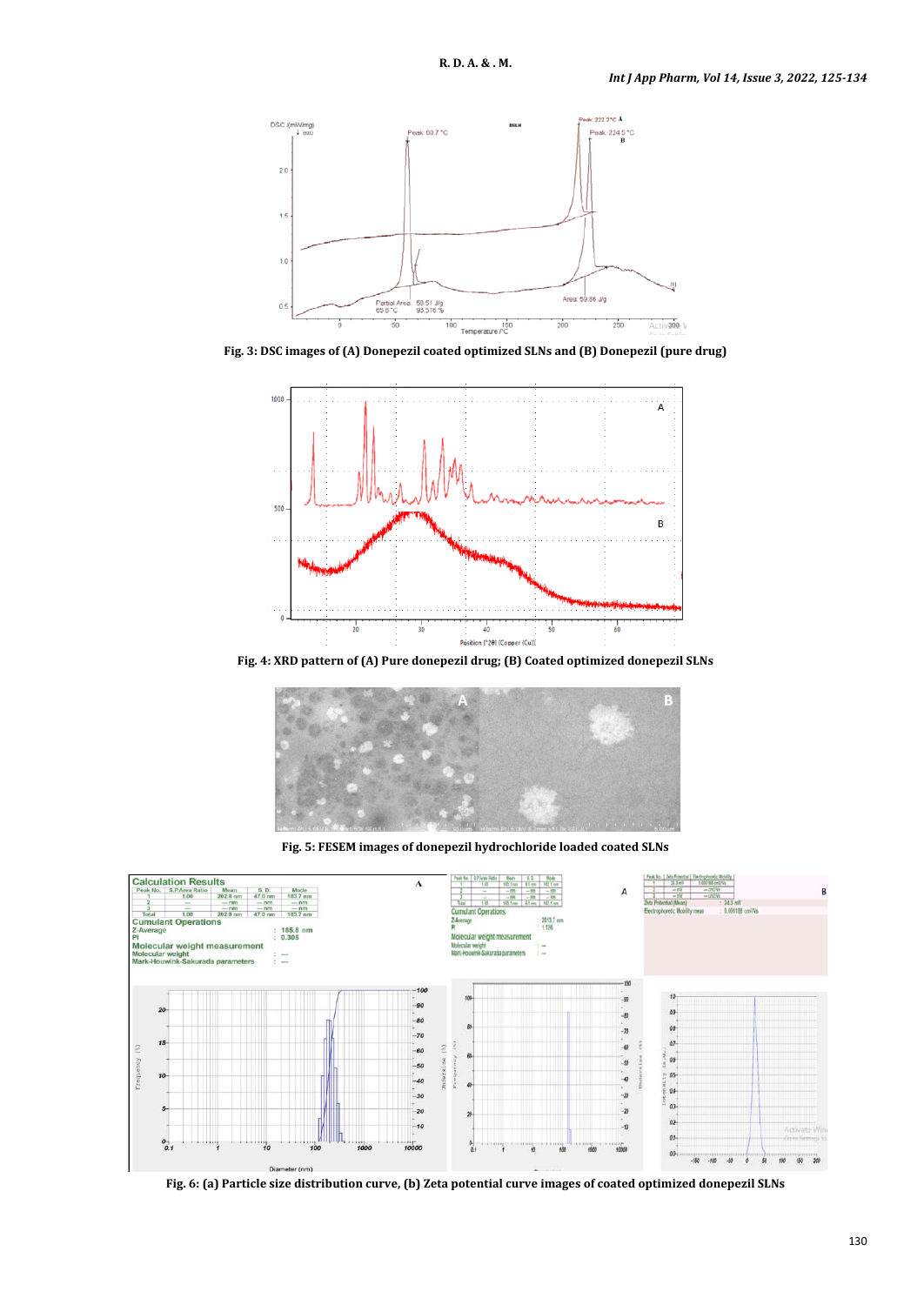Fig. 3: DSC images of (A) Donepezil coated optimized SLNs and (B) Donepezil (pure drug)

Fig. 4: XRD pattern of (A) Pure donepezil drug; (B) Coated optimized donepezil SLNs

Fig. 5: FESEM images of donepezil hydrochloride loaded coated SLNs

Fig. 6: (a) Particle size distribution curve, (b) Zeta potential curve images of coated optimized donepezil SLNs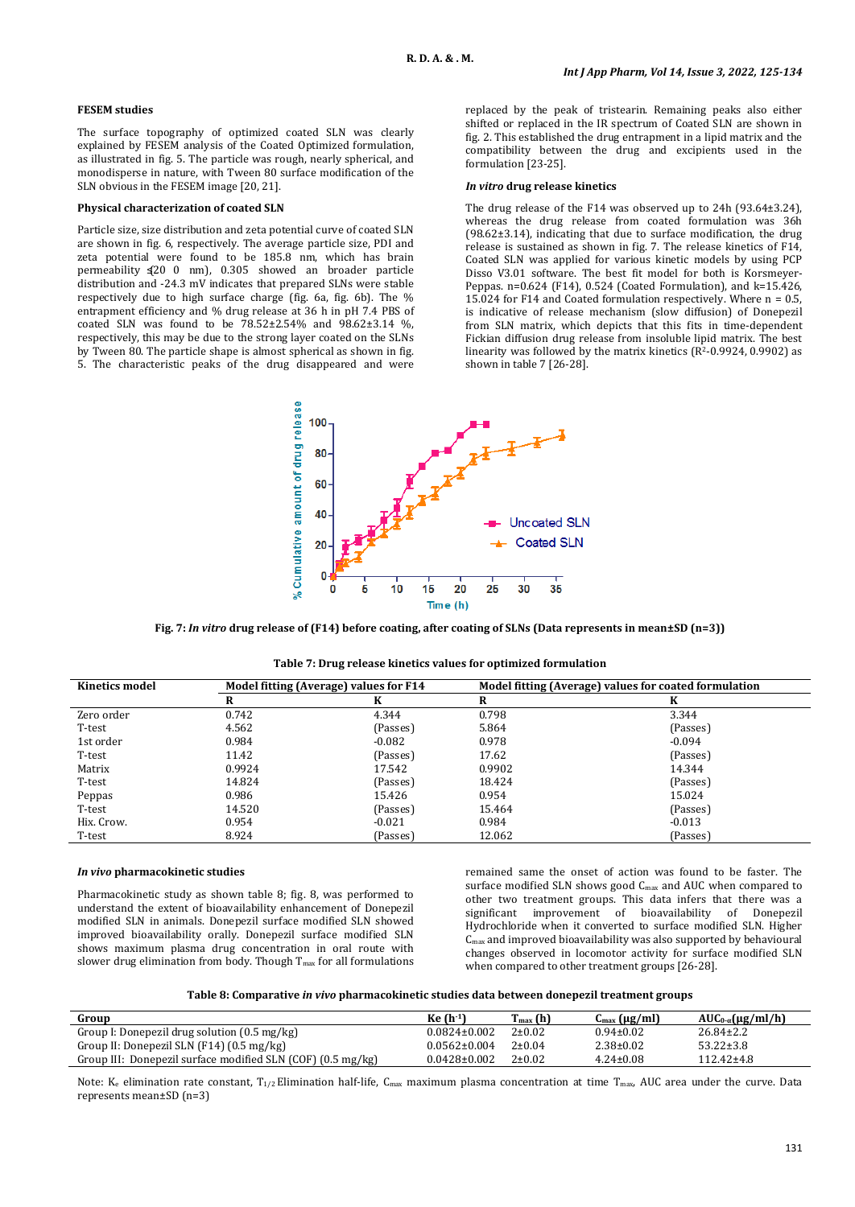### FESEM studies

The surface topography of optimized coated SLN was clearly explained by FESEM analysis of the Coated Optimized formulation, as illustrated in fig. 5. The particle was rough, nearly spherical, and monodisperse in nature, with Tween 80 surface modification of the SLN obvious in the FESEM image [20, 21].

### Physical characterization of coated SLN

Particle size, size distribution and zeta potential curve of coated SLN are shown in fig. 6, respectively. The average particle size, PDI and zeta potential were found to be 185.8 nm, which has brain permeability ≤(20 0 nm), 0.305 showed an broader particle distribution and -24.3 mV indicates that prepared SLNs were stable respectively due to high surface charge (fig. 6a, fig. 6b). The % entrapment efficiency and % drug release at 36 h in pH 7.4 PBS of coated SLN was found to be 78.52±2.54% and 98.62±3.14 %, respectively, this may be due to the strong layer coated on the SLNs by Tween 80. The particle shape is almost spherical as shown in fig. 5. The characteristic peaks of the drug disappeared and were replaced by the peak of tristearin. Remaining peaks also either shifted or replaced in the IR spectrum of Coated SLN are shown in fig. 2. This established the drug entrapment in a lipid matrix and the compatibility between the drug and excipients used in the formulation [23-25].

### *In vitro* drug release kinetics

The drug release of the F14 was observed up to 24h (93.64±3.24), whereas the drug release from coated formulation was 36h (98.62±3.14), indicating that due to surface modification, the drug release is sustained as shown in fig. 7. The release kinetics of F14, Coated SLN was applied for various kinetic models by using PCP Disso V3.01 software. The best fit model for both is Korsmeyer-Peppas. n=0.624 (F14), 0.524 (Coated Formulation), and k=15.426, 15.024 for F14 and Coated formulation respectively. Where n = 0.5, is indicative of release mechanism (slow diffusion) of Donepezil from SLN matrix, which depicts that this fits in time-dependent Fickian diffusion drug release from insoluble lipid matrix. The best linearity was followed by the matrix kinetics ($R^2$-0.9924, 0.9902) as shown in table 7 [26-28].

**Fig. 7: *In vitro* drug release of (F14) before coating, after coating of SLNs (Data represents in mean±SD (n=3))**

**Table 7: Drug release kinetics values for optimized formulation**

| Kinetics model | Model fitting (Average) values for F14 | | Model fitting (Average) values for coated formulation | |
|---|---|---|---|---|
| | R | K | R | K |
| Zero order | 0.742 | 4.344 | 0.798 | 3.344 |
| T-test | 4.562 | (Passes) | 5.864 | (Passes) |
| 1st order | 0.984 | -0.082 | 0.978 | -0.094 |
| T-test | 11.42 | (Passes) | 17.62 | (Passes) |
| Matrix | 0.9924 | 17.542 | 0.9902 | 14.344 |
| T-test | 14.824 | (Passes) | 18.424 | (Passes) |
| Peppas | 0.986 | 15.426 | 0.954 | 15.024 |
| T-test | 14.520 | (Passes) | 15.464 | (Passes) |
| Hix. Crow. | 0.954 | -0.021 | 0.984 | -0.013 |
| T-test | 8.924 | (Passes) | 12.062 | (Passes) |

### *In vivo* pharmacokinetic studies

Pharmacokinetic study as shown table 8; fig. 8, was performed to understand the extent of bioavailability enhancement of Donepezil modified SLN in animals. Donepezil surface modified SLN showed improved bioavailability orally. Donepezil surface modified SLN shows maximum plasma drug concentration in oral route with slower drug elimination from body. Though $T_{max}$ for all formulations remained same the onset of action was found to be faster. The surface modified SLN shows good $C_{max}$ and AUC when compared to other two treatment groups. This data infers that there was a significant improvement of bioavailability of Donepezil Hydrochloride when it converted to surface modified SLN. Higher $C_{max}$ and improved bioavailability was also supported by behavioural changes observed in locomotor activity for surface modified SLN when compared to other treatment groups [26-28].

**Table 8: Comparative *in vivo* pharmacokinetic studies data between donepezil treatment groups**

| Group | Ke ($h^{-1}$) | $T_{max}$ (h) | $C_{max}$ (µg/ml) | $AUC_{0-\alpha}$(µg/ml/h) |
|---|---|---|---|---|
| Group I: Donepezil drug solution (0.5 mg/kg) | 0.0824±0.002 | 2±0.02 | 0.94±0.02 | 26.84±2.2 |
| Group II: Donepezil SLN (F14) (0.5 mg/kg) | 0.0562±0.004 | 2±0.04 | 2.38±0.02 | 53.22±3.8 |
| Group III: Donepezil surface modified SLN (COF) (0.5 mg/kg) | 0.0428±0.002 | 2±0.02 | 4.24±0.08 | 112.42±4.8 |

Note: $K_e$ elimination rate constant, $T_{1/2}$ Elimination half-life, $C_{max}$ maximum plasma concentration at time $T_{max}$, AUC area under the curve. Data represents mean±SD (n=3)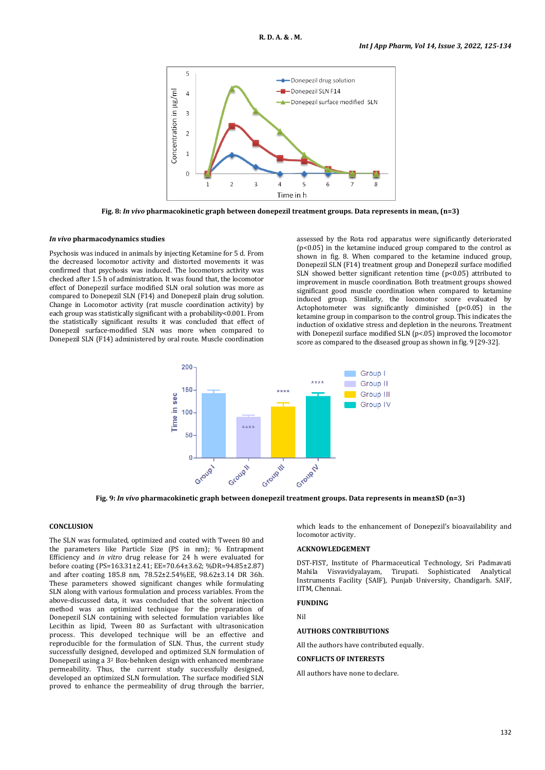Fig. 8: *In vivo* pharmacokinetic graph between donepezil treatment groups. Data represents in mean, (n=3)

### *In vivo* pharmacodynamics studies

Psychosis was induced in animals by injecting Ketamine for 5 d. From the decreased locomotor activity and distorted movements it was confirmed that psychosis was induced. The locomotors activity was checked after 1.5 h of administration. It was found that, the locomotor effect of Donepezil surface modified SLN oral solution was more as compared to Donepezil SLN (F14) and Donepezil plain drug solution. Change in Locomotor activity (rat muscle coordination activity) by each group was statistically significant with a probability<0.001. From the statistically significant results it was concluded that effect of Donepezil surface-modified SLN was more when compared to Donepezil SLN (F14) administered by oral route. Muscle coordination assessed by the Rota rod apparatus were significantly deteriorated ($p<0.05$) in the ketamine induced group compared to the control as shown in fig. 8. When compared to the ketamine induced group, Donepezil SLN (F14) treatment group and Donepezil surface modified SLN showed better significant retention time ($p<0.05$) attributed to improvement in muscle coordination. Both treatment groups showed significant good muscle coordination when compared to ketamine induced group. Similarly, the locomotor score evaluated by Actophotometer was significantly diminished ($p<0.05$) in the ketamine group in comparison to the control group. This indicates the induction of oxidative stress and depletion in the neurons. Treatment with Donepezil surface modified SLN ($p<.05$) improved the locomotor score as compared to the diseased group as shown in fig. 9 [29-32].

Fig. 9: *In vivo* pharmacokinetic graph between donepezil treatment groups. Data represents in mean±SD (n=3)

### CONCLUSION

The SLN was formulated, optimized and coated with Tween 80 and the parameters like Particle Size (PS in nm); % Entrapment Efficiency and *in vitro* drug release for 24 h were evaluated for before coating (PS=163.31±2.41; EE=70.64±3.62; %DR=94.85±2.87) and after coating 185.8 nm, 78.52±2.54%EE, 98.62±3.14 DR 36h. These parameters showed significant changes while formulating SLN along with various formulation and process variables. From the above-discussed data, it was concluded that the solvent injection method was an optimized technique for the preparation of Donepezil SLN containing with selected formulation variables like Lecithin as lipid, Tween 80 as Surfactant with ultrasonication process. This developed technique will be an effective and reproducible for the formulation of SLN. Thus, the current study successfully designed, developed and optimized SLN formulation of Donepezil using a $3^2$ Box-behnken design with enhanced membrane permeability. Thus, the current study successfully designed, developed an optimized SLN formulation. The surface modified SLN proved to enhance the permeability of drug through the barrier, which leads to the enhancement of Donepezil's bioavailability and locomotor activity.

### ACKNOWLEDGEMENT

DST-FIST, Institute of Pharmaceutical Technology, Sri Padmavati Mahila Visvavidyalayam, Tirupati. Sophisticated Analytical Instruments Facility (SAIF), Punjab University, Chandigarh. SAIF, IITM, Chennai.

### FUNDING

Nil

### AUTHORS CONTRIBUTIONS

All the authors have contributed equally.

### CONFLICTS OF INTERESTS

All authors have none to declare.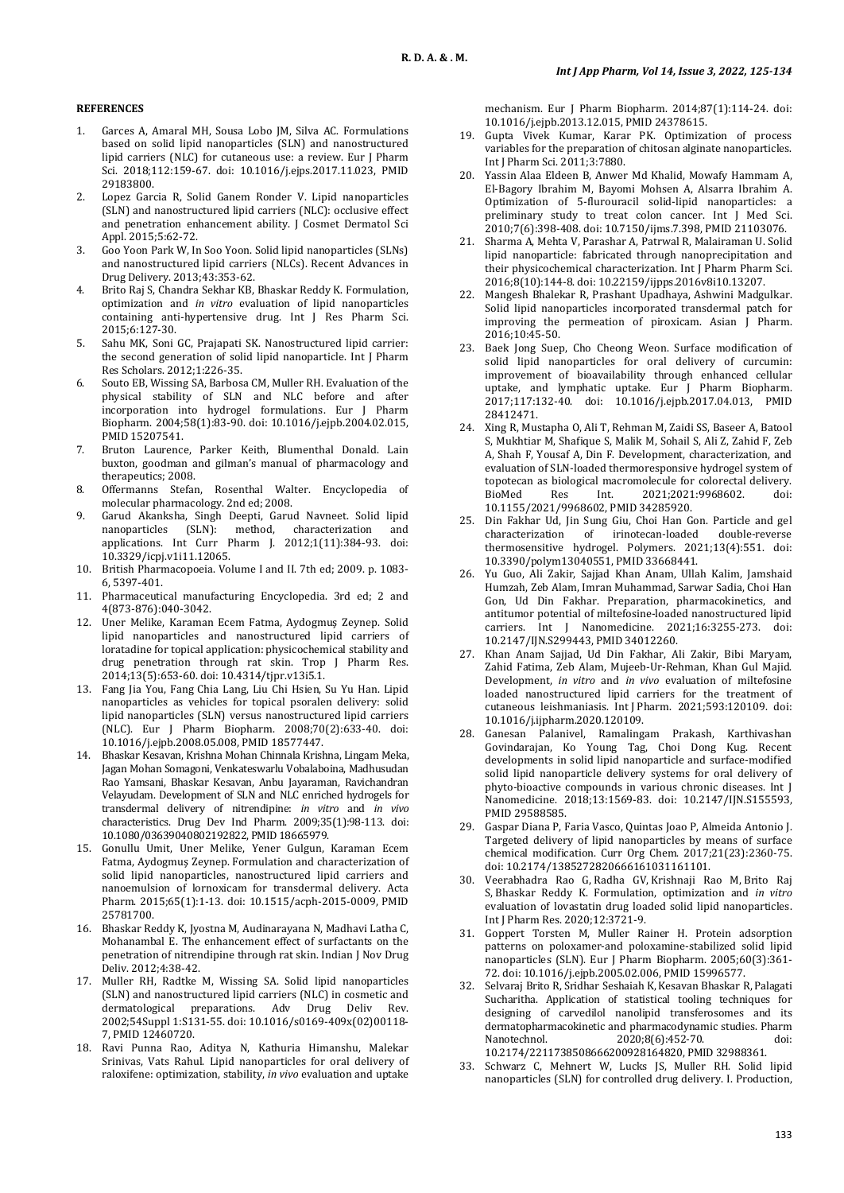## REFERENCES

1. Garces A, Amaral MH, Sousa Lobo JM, Silva AC. Formulations based on solid lipid nanoparticles (SLN) and nanostructured lipid carriers (NLC) for cutaneous use: a review. Eur J Pharm Sci. 2018;112:159-67. doi: 10.1016/j.ejps.2017.11.023, PMID 29183800.
2. Lopez Garcia R, Solid Ganem Ronder V. Lipid nanoparticles (SLN) and nanostructured lipid carriers (NLC): occlusive effect and penetration enhancement ability. J Cosmet Dermatol Sci Appl. 2015;5:62-72.
3. Goo Yoon Park W, In Soo Yoon. Solid lipid nanoparticles (SLNs) and nanostructured lipid carriers (NLCs). Recent Advances in Drug Delivery. 2013;43:353-62.
4. Brito Raj S, Chandra Sekhar KB, Bhaskar Reddy K. Formulation, optimization and *in vitro* evaluation of lipid nanoparticles containing anti-hypertensive drug. Int J Res Pharm Sci. 2015;6:127-30.
5. Sahu MK, Soni GC, Prajapati SK. Nanostructured lipid carrier: the second generation of solid lipid nanoparticle. Int J Pharm Res Scholars. 2012;1:226-35.
6. Souto EB, Wissing SA, Barbosa CM, Muller RH. Evaluation of the physical stability of SLN and NLC before and after incorporation into hydrogel formulations. Eur J Pharm Biopharm. 2004;58(1):83-90. doi: 10.1016/j.ejpb.2004.02.015, PMID 15207541.
7. Bruton Laurence, Parker Keith, Blumenthal Donald. Lain buxton, goodman and gilman's manual of pharmacology and therapeutics; 2008.
8. Offermanns Stefan, Rosenthal Walter. Encyclopedia of molecular pharmacology. 2nd ed; 2008.
9. Garud Akanksha, Singh Deepti, Garud Navneet. Solid lipid nanoparticles (SLN): method, characterization and applications. Int Curr Pharm J. 2012;1(11):384-93. doi: 10.3329/icpj.v1i11.12065.
10. British Pharmacopoeia. Volume I and II. 7th ed; 2009. p. 1083-6, 5397-401.
11. Pharmaceutical manufacturing Encyclopedia. 3rd ed; 2 and 4(873-876):040-3042.
12. Uner Melike, Karaman Ecem Fatma, Aydogmuş Zeynep. Solid lipid nanoparticles and nanostructured lipid carriers of loratadine for topical application: physicochemical stability and drug penetration through rat skin. Trop J Pharm Res. 2014;13(5):653-60. doi: 10.4314/tjpr.v13i5.1.
13. Fang Jia You, Fang Chia Lang, Liu Chi Hsien, Su Yu Han. Lipid nanoparticles as vehicles for topical psoralen delivery: solid lipid nanoparticles (SLN) versus nanostructured lipid carriers (NLC). Eur J Pharm Biopharm. 2008;70(2):633-40. doi: 10.1016/j.ejpb.2008.05.008, PMID 18577447.
14. Bhaskar Kesavan, Krishna Mohan Chinnala Krishna, Lingam Meka, Jagan Mohan Somagoni, Venkateswarlu Vobalaboina, Madhusudan Rao Yamsani, Bhaskar Kesavan, Anbu Jayaraman, Ravichandran Velayudam. Development of SLN and NLC enriched hydrogels for transdermal delivery of nitrendipine: *in vitro* and *in vivo* characteristics. Drug Dev Ind Pharm. 2009;35(1):98-113. doi: 10.1080/03639040802192822, PMID 18665979.
15. Gonullu Umit, Uner Melike, Yener Gulgun, Karaman Ecem Fatma, Aydogmuş Zeynep. Formulation and characterization of solid lipid nanoparticles, nanostructured lipid carriers and nanoemulsion of lornoxicam for transdermal delivery. Acta Pharm. 2015;65(1):1-13. doi: 10.1515/acph-2015-0009, PMID 25781700.
16. Bhaskar Reddy K, Jyostna M, Audinarayana N, Madhavi Latha C, Mohanambal E. The enhancement effect of surfactants on the penetration of nitrendipine through rat skin. Indian J Nov Drug Deliv. 2012;4:38-42.
17. Muller RH, Radtke M, Wissing SA. Solid lipid nanoparticles (SLN) and nanostructured lipid carriers (NLC) in cosmetic and dermatological preparations. Adv Drug Deliv Rev. 2002;54Suppl 1:S131-55. doi: 10.1016/s0169-409x(02)00118-7, PMID 12460720.
18. Ravi Punna Rao, Aditya N, Kathuria Himanshu, Malekar Srinivas, Vats Rahul. Lipid nanoparticles for oral delivery of raloxifene: optimization, stability, *in vivo* evaluation and uptake mechanism. Eur J Pharm Biopharm. 2014;87(1):114-24. doi: 10.1016/j.ejpb.2013.12.015, PMID 24378615.
19. Gupta Vivek Kumar, Karar PK. Optimization of process variables for the preparation of chitosan alginate nanoparticles. Int J Pharm Sci. 2011;3:7880.
20. Yassin Alaa Eldeen B, Anwer Md Khalid, Mowafy Hammam A, El-Bagory Ibrahim M, Bayomi Mohsen A, Alsarra Ibrahim A. Optimization of 5-flurouracil solid-lipid nanoparticles: a preliminary study to treat colon cancer. Int J Med Sci. 2010;7(6):398-408. doi: 10.7150/ijms.7.398, PMID 21103076.
21. Sharma A, Mehta V, Parashar A, Patrwal R, Malairaman U. Solid lipid nanoparticle: fabricated through nanoprecipitation and their physicochemical characterization. Int J Pharm Pharm Sci. 2016;8(10):144-8. doi: 10.22159/ijpps.2016v8i10.13207.
22. Mangesh Bhalekar R, Prashant Upadhaya, Ashwini Madgulkar. Solid lipid nanoparticles incorporated transdermal patch for improving the permeation of piroxicam. Asian J Pharm. 2016;10:45-50.
23. Baek Jong Suep, Cho Cheong Weon. Surface modification of solid lipid nanoparticles for oral delivery of curcumin: improvement of bioavailability through enhanced cellular uptake, and lymphatic uptake. Eur J Pharm Biopharm. 2017;117:132-40. doi: 10.1016/j.ejpb.2017.04.013, PMID 28412471.
24. Xing R, Mustapha O, Ali T, Rehman M, Zaidi SS, Baseer A, Batool S, Mukhtiar M, Shafique S, Malik M, Sohail S, Ali Z, Zahid F, Zeb A, Shah F, Yousaf A, Din F. Development, characterization, and evaluation of SLN-loaded thermoresponsive hydrogel system of topotecan as biological macromolecule for colorectal delivery. BioMed Res Int. 2021;2021:9968602. doi: 10.1155/2021/9968602, PMID 34285920.
25. Din Fakhar Ud, Jin Sung Giu, Choi Han Gon. Particle and gel characterization of irinotecan-loaded double-reverse thermosensitive hydrogel. Polymers. 2021;13(4):551. doi: 10.3390/polym13040551, PMID 33668441.
26. Yu Guo, Ali Zakir, Sajjad Khan Anam, Ullah Kalim, Jamshaid Humzah, Zeb Alam, Imran Muhammad, Sarwar Sadia, Choi Han Gon, Ud Din Fakhar. Preparation, pharmacokinetics, and antitumor potential of miltefosine-loaded nanostructured lipid carriers. Int J Nanomedicine. 2021;16:3255-273. doi: 10.2147/IJN.S299443, PMID 34012260.
27. Khan Anam Sajjad, Ud Din Fakhar, Ali Zakir, Bibi Maryam, Zahid Fatima, Zeb Alam, Mujeeb-Ur-Rehman, Khan Gul Majid. Development, *in vitro* and *in vivo* evaluation of miltefosine loaded nanostructured lipid carriers for the treatment of cutaneous leishmaniasis. Int J Pharm. 2021;593:120109. doi: 10.1016/j.ijpharm.2020.120109.
28. Ganesan Palanivel, Ramalingam Prakash, Karthivashan Govindarajan, Ko Young Tag, Choi Dong Kug. Recent developments in solid lipid nanoparticle and surface-modified solid lipid nanoparticle delivery systems for oral delivery of phyto-bioactive compounds in various chronic diseases. Int J Nanomedicine. 2018;13:1569-83. doi: 10.2147/IJN.S155593, PMID 29588585.
29. Gaspar Diana P, Faria Vasco, Quintas Joao P, Almeida Antonio J. Targeted delivery of lipid nanoparticles by means of surface chemical modification. Curr Org Chem. 2017;21(23):2360-75. doi: 10.2174/1385272820666161031161101.
30. Veerabhadra Rao G, Radha GV, Krishnaji Rao M, Brito Raj S, Bhaskar Reddy K. Formulation, optimization and *in vitro* evaluation of lovastatin drug loaded solid lipid nanoparticles. Int J Pharm Res. 2020;12:3721-9.
31. Goppert Torsten M, Muller Rainer H. Protein adsorption patterns on poloxamer-and poloxamine-stabilized solid lipid nanoparticles (SLN). Eur J Pharm Biopharm. 2005;60(3):361-72. doi: 10.1016/j.ejpb.2005.02.006, PMID 15996577.
32. Selvaraj Brito R, Sridhar Seshaiah K, Kesavan Bhaskar R, Palagati Sucharitha. Application of statistical tooling techniques for designing of carvedilol nanolipid transferosomes and its dermatopharmacokinetic and pharmacodynamic studies. Pharm Nanotechnol. 2020;8(6):452-70. doi: 10.2174/2211738508666200928164820, PMID 32988361.
33. Schwarz C, Mehnert W, Lucks JS, Muller RH. Solid lipid nanoparticles (SLN) for controlled drug delivery. I. Production,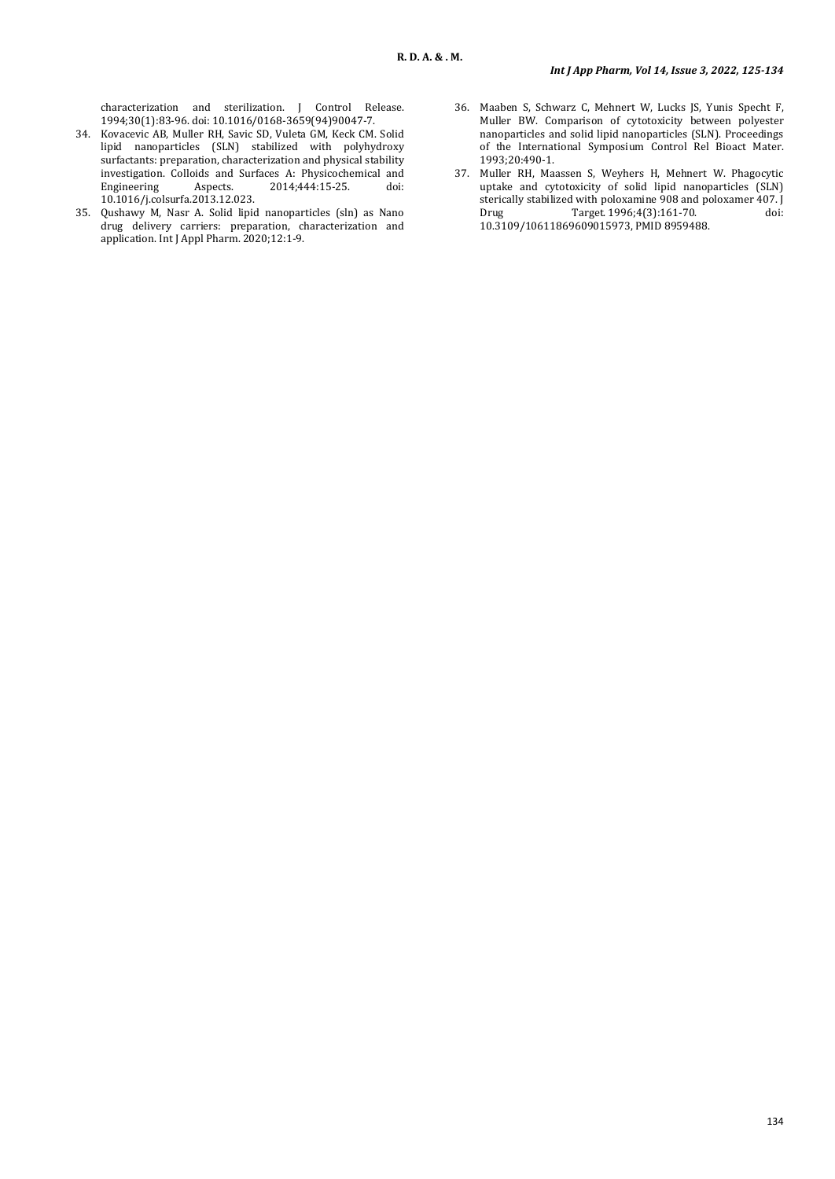characterization and sterilization. J Control Release. 1994;30(1):83-96. doi: 10.1016/0168-3659(94)90047-7.

34. Kovacevic AB, Muller RH, Savic SD, Vuleta GM, Keck CM. Solid lipid nanoparticles (SLN) stabilized with polyhydroxy surfactants: preparation, characterization and physical stability investigation. Colloids and Surfaces A: Physicochemical and Engineering Aspects. 2014;444:15-25. doi: 10.1016/j.colsurfa.2013.12.023.
35. Qushawy M, Nasr A. Solid lipid nanoparticles (sln) as Nano drug delivery carriers: preparation, characterization and application. Int J Appl Pharm. 2020;12:1-9.
36. Maaben S, Schwarz C, Mehnert W, Lucks JS, Yunis Specht F, Muller BW. Comparison of cytotoxicity between polyester nanoparticles and solid lipid nanoparticles (SLN). Proceedings of the International Symposium Control Rel Bioact Mater. 1993;20:490-1.
37. Muller RH, Maassen S, Weyhers H, Mehnert W. Phagocytic uptake and cytotoxicity of solid lipid nanoparticles (SLN) sterically stabilized with poloxamine 908 and poloxamer 407. J Drug Target. 1996;4(3):161-70. doi: 10.3109/10611869609015973, PMID 8959488.